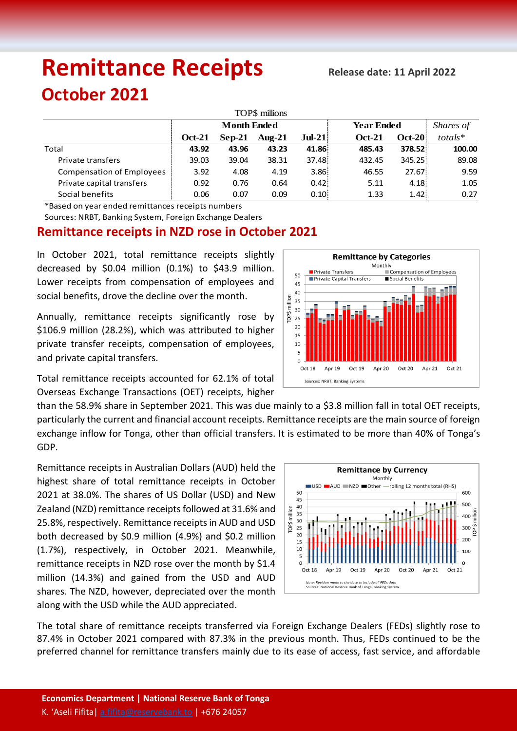# Remittance Receipts

**Release date: 11 April 2022**

## October 2021

| TOP$ millions | Month Ended | | | | Year Ended | | *Shares of* |
|---|---|---|---|---|---|---|---|
| | **Oct-21** | **Sep-21** | **Aug-21** | **Jul-21** | **Oct-21** | **Oct-20** | *totals\** |
| Total | **43.92** | **43.96** | **43.23** | **41.86** | **485.43** | **378.52** | **100.00** |
| Private transfers | 39.03 | 39.04 | 38.31 | 37.48 | 432.45 | 345.25 | 89.08 |
| Compensation of Employees | 3.92 | 4.08 | 4.19 | 3.86 | 46.55 | 27.67 | 9.59 |
| Private capital transfers | 0.92 | 0.76 | 0.64 | 0.42 | 5.11 | 4.18 | 1.05 |
| Social benefits | 0.06 | 0.07 | 0.09 | 0.10 | 1.33 | 1.42 | 0.27 |

\*Based on year ended remittances receipts numbers

Sources: NRBT, Banking System, Foreign Exchange Dealers

### Remittance receipts in NZD rose in October 2021

In October 2021, total remittance receipts slightly decreased by $0.04 million (0.1%) to $43.9 million. Lower receipts from compensation of employees and social benefits, drove the decline over the month.

Annually, remittance receipts significantly rose by $106.9 million (28.2%), which was attributed to higher private transfer receipts, compensation of employees, and private capital transfers.

Total remittance receipts accounted for 62.1% of total Overseas Exchange Transactions (OET) receipts, higher than the 58.9% share in September 2021. This was due mainly to a $3.8 million fall in total OET receipts, particularly the current and financial account receipts. Remittance receipts are the main source of foreign exchange inflow for Tonga, other than official transfers. It is estimated to be more than 40% of Tonga's GDP.

Remittance receipts in Australian Dollars (AUD) held the highest share of total remittance receipts in October 2021 at 38.0%. The shares of US Dollar (USD) and New Zealand (NZD) remittance receipts followed at 31.6% and 25.8%, respectively. Remittance receipts in AUD and USD both decreased by $0.9 million (4.9%) and $0.2 million (1.7%), respectively, in October 2021. Meanwhile, remittance receipts in NZD rose over the month by $1.4 million (14.3%) and gained from the USD and AUD shares. The NZD, however, depreciated over the month along with the USD while the AUD appreciated.

The total share of remittance receipts transferred via Foreign Exchange Dealers (FEDs) slightly rose to 87.4% in October 2021 compared with 87.3% in the previous month. Thus, FEDs continued to be the preferred channel for remittance transfers mainly due to its ease of access, fast service, and affordable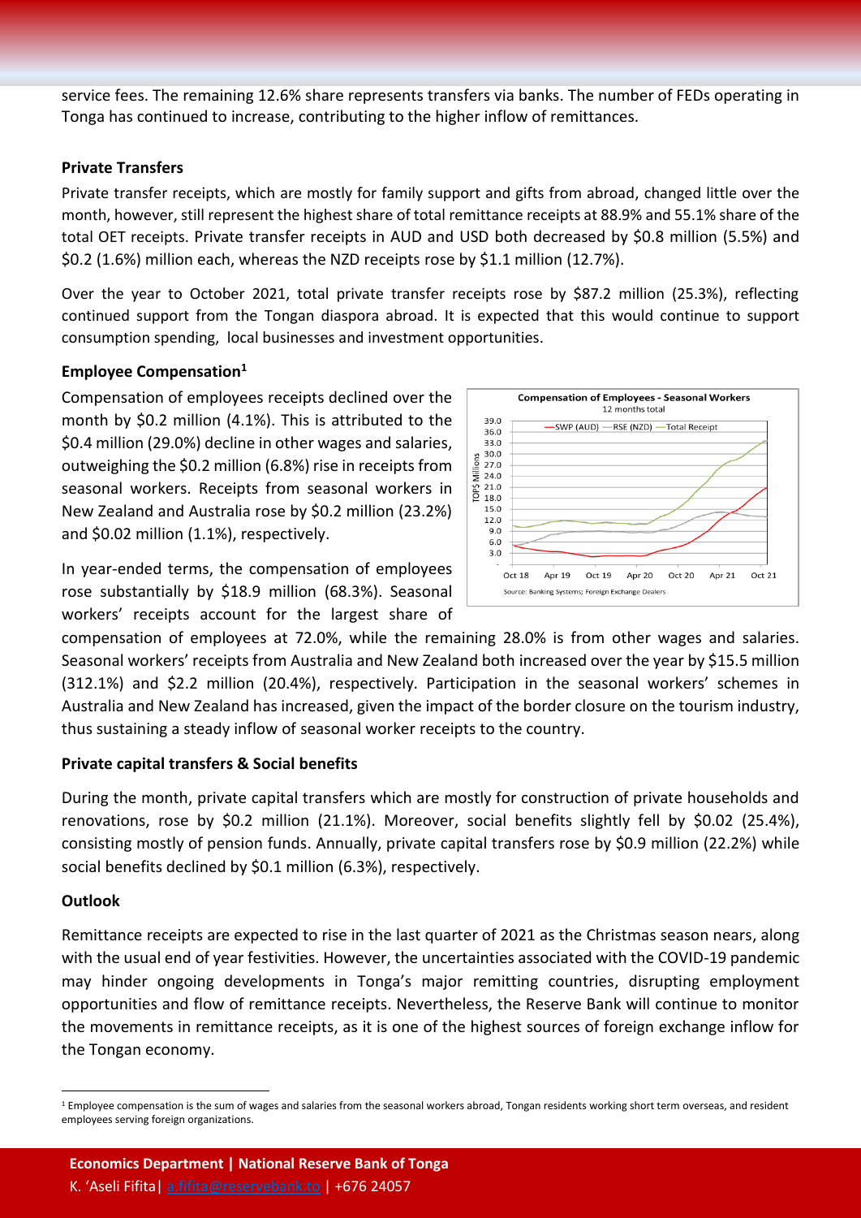service fees. The remaining 12.6% share represents transfers via banks. The number of FEDs operating in Tonga has continued to increase, contributing to the higher inflow of remittances.

**Private Transfers**

Private transfer receipts, which are mostly for family support and gifts from abroad, changed little over the month, however, still represent the highest share of total remittance receipts at 88.9% and 55.1% share of the total OET receipts. Private transfer receipts in AUD and USD both decreased by $0.8 million (5.5%) and $0.2 (1.6%) million each, whereas the NZD receipts rose by $1.1 million (12.7%).

Over the year to October 2021, total private transfer receipts rose by $87.2 million (25.3%), reflecting continued support from the Tongan diaspora abroad. It is expected that this would continue to support consumption spending, local businesses and investment opportunities.

**Employee Compensation[1]**

Compensation of employees receipts declined over the month by $0.2 million (4.1%). This is attributed to the $0.4 million (29.0%) decline in other wages and salaries, outweighing the $0.2 million (6.8%) rise in receipts from seasonal workers. Receipts from seasonal workers in New Zealand and Australia rose by $0.2 million (23.2%) and $0.02 million (1.1%), respectively.

In year-ended terms, the compensation of employees rose substantially by $18.9 million (68.3%). Seasonal workers' receipts account for the largest share of compensation of employees at 72.0%, while the remaining 28.0% is from other wages and salaries. Seasonal workers' receipts from Australia and New Zealand both increased over the year by $15.5 million (312.1%) and $2.2 million (20.4%), respectively. Participation in the seasonal workers' schemes in Australia and New Zealand has increased, given the impact of the border closure on the tourism industry, thus sustaining a steady inflow of seasonal worker receipts to the country.

**Compensation of Employees - Seasonal Workers**
12 months total

Source: Banking Systems; Foreign Exchange Dealers

**Private capital transfers & Social benefits**

During the month, private capital transfers which are mostly for construction of private households and renovations, rose by $0.2 million (21.1%). Moreover, social benefits slightly fell by $0.02 (25.4%), consisting mostly of pension funds. Annually, private capital transfers rose by $0.9 million (22.2%) while social benefits declined by $0.1 million (6.3%), respectively.

**Outlook**

Remittance receipts are expected to rise in the last quarter of 2021 as the Christmas season nears, along with the usual end of year festivities. However, the uncertainties associated with the COVID-19 pandemic may hinder ongoing developments in Tonga's major remitting countries, disrupting employment opportunities and flow of remittance receipts. Nevertheless, the Reserve Bank will continue to monitor the movements in remittance receipts, as it is one of the highest sources of foreign exchange inflow for the Tongan economy.

[1] Employee compensation is the sum of wages and salaries from the seasonal workers abroad, Tongan residents working short term overseas, and resident employees serving foreign organizations.

**Economics Department | National Reserve Bank of Tonga**
K. 'Aseli Fifita| a.fifita@reservebank.to | +676 24057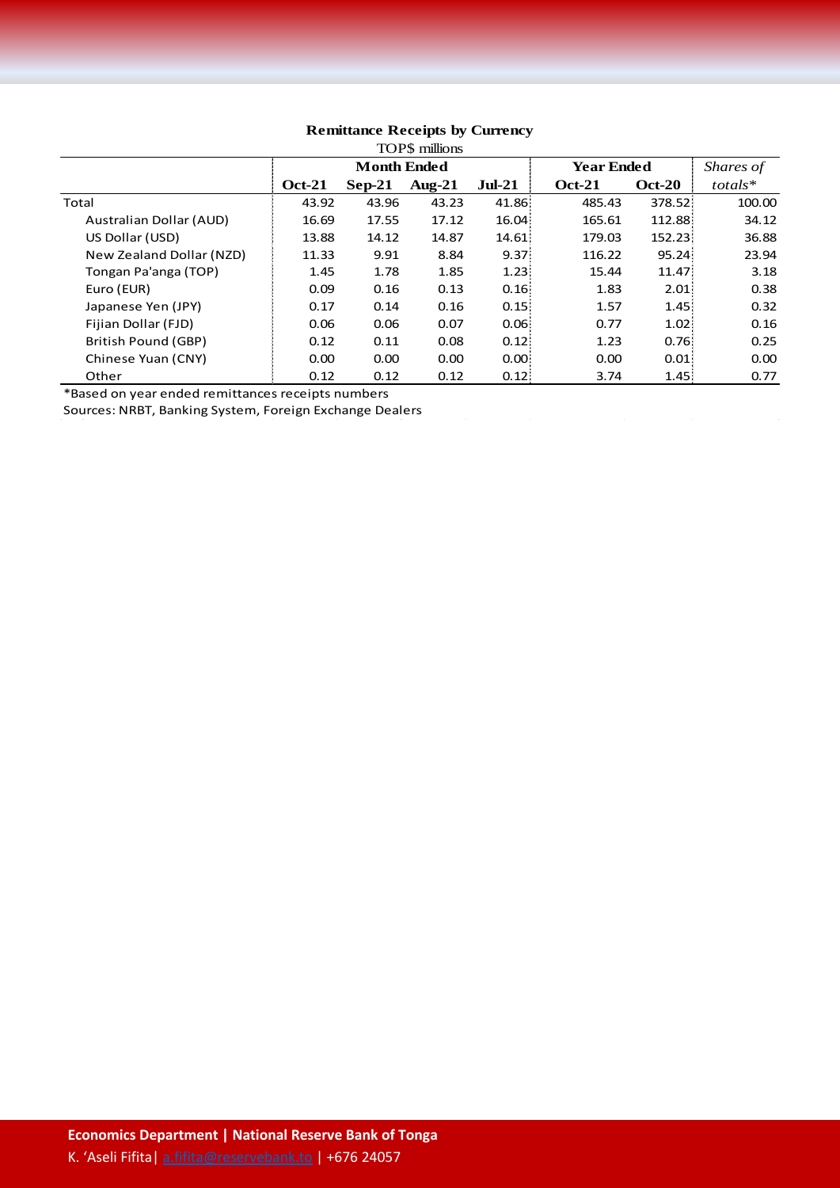**Remittance Receipts by Currency**

TOP$ millions

| | Month Ended | | | | Year Ended | | *Shares of* |
|---|---|---|---|---|---|---|---|
| | **Oct-21** | **Sep-21** | **Aug-21** | **Jul-21** | **Oct-21** | **Oct-20** | *totals** |
| Total | 43.92 | 43.96 | 43.23 | 41.86 | 485.43 | 378.52 | 100.00 |
| Australian Dollar (AUD) | 16.69 | 17.55 | 17.12 | 16.04 | 165.61 | 112.88 | 34.12 |
| US Dollar (USD) | 13.88 | 14.12 | 14.87 | 14.61 | 179.03 | 152.23 | 36.88 |
| New Zealand Dollar (NZD) | 11.33 | 9.91 | 8.84 | 9.37 | 116.22 | 95.24 | 23.94 |
| Tongan Pa'anga (TOP) | 1.45 | 1.78 | 1.85 | 1.23 | 15.44 | 11.47 | 3.18 |
| Euro (EUR) | 0.09 | 0.16 | 0.13 | 0.16 | 1.83 | 2.01 | 0.38 |
| Japanese Yen (JPY) | 0.17 | 0.14 | 0.16 | 0.15 | 1.57 | 1.45 | 0.32 |
| Fijian Dollar (FJD) | 0.06 | 0.06 | 0.07 | 0.06 | 0.77 | 1.02 | 0.16 |
| British Pound (GBP) | 0.12 | 0.11 | 0.08 | 0.12 | 1.23 | 0.76 | 0.25 |
| Chinese Yuan (CNY) | 0.00 | 0.00 | 0.00 | 0.00 | 0.00 | 0.01 | 0.00 |
| Other | 0.12 | 0.12 | 0.12 | 0.12 | 3.74 | 1.45 | 0.77 |

*Based on year ended remittances receipts numbers

Sources: NRBT, Banking System, Foreign Exchange Dealers

**Economics Department | National Reserve Bank of Tonga**

K. 'Aseli Fifita| a.fifita@reservebank.to | +676 24057